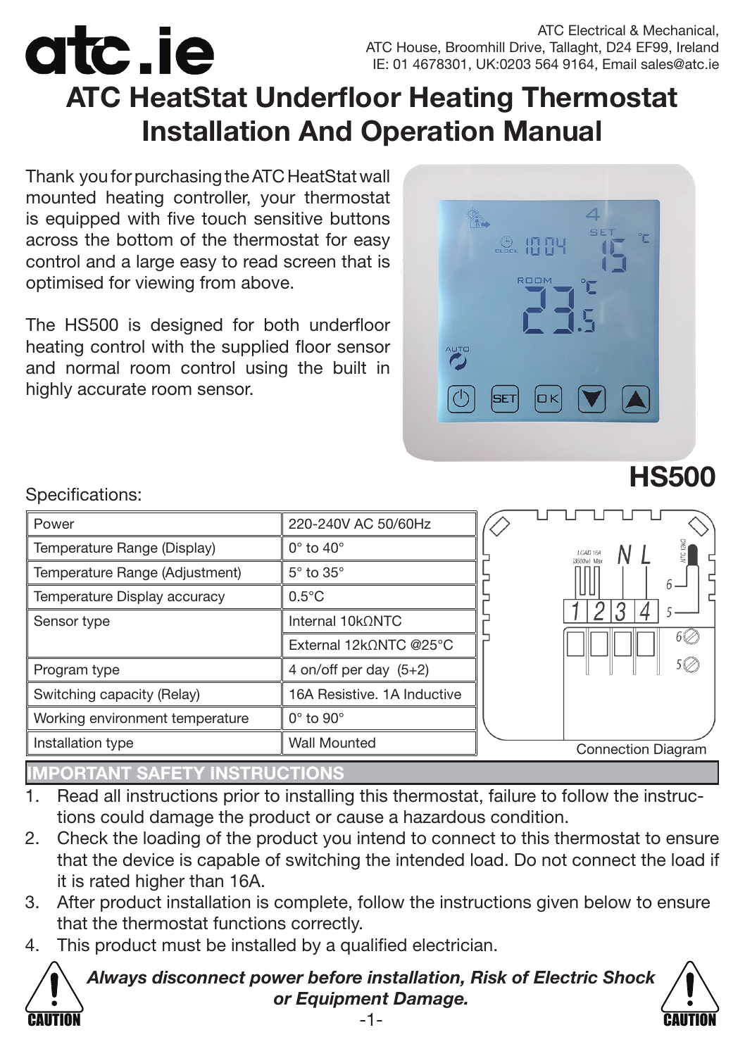atc.ie

ATC Electrical & Mechanical,
ATC House, Broomhill Drive, Tallaght, D24 EF99, Ireland
IE: 01 4678301, UK:0203 564 9164, Email sales@atc.ie

# ATC HeatStat Underfloor Heating Thermostat Installation And Operation Manual

Thank you for purchasing the ATC HeatStat wall mounted heating controller, your thermostat is equipped with five touch sensitive buttons across the bottom of the thermostat for easy control and a large easy to read screen that is optimised for viewing from above.

The HS500 is designed for both underfloor heating control with the supplied floor sensor and normal room control using the built in highly accurate room sensor.

## HS500

Specifications:

| Power | 220-240V AC 50/60Hz |
|---|---|
| Temperature Range (Display) | 0° to 40° |
| Temperature Range (Adjustment) | 5° to 35° |
| Temperature Display accuracy | 0.5°C |
| Sensor type | Internal 10kΩNTC |
| | External 12kΩNTC @25°C |
| Program type | 4 on/off per day (5+2) |
| Switching capacity (Relay) | 16A Resistive. 1A Inductive |
| Working environment temperature | 0° to 90° |
| Installation type | Wall Mounted |

Connection Diagram

## IMPORTANT SAFETY INSTRUCTIONS

1. Read all instructions prior to installing this thermostat, failure to follow the instructions could damage the product or cause a hazardous condition.
2. Check the loading of the product you intend to connect to this thermostat to ensure that the device is capable of switching the intended load. Do not connect the load if it is rated higher than 16A.
3. After product installation is complete, follow the instructions given below to ensure that the thermostat functions correctly.
4. This product must be installed by a qualified electrician.

CAUTION ***Always disconnect power before installation, Risk of Electric Shock or Equipment Damage.*** CAUTION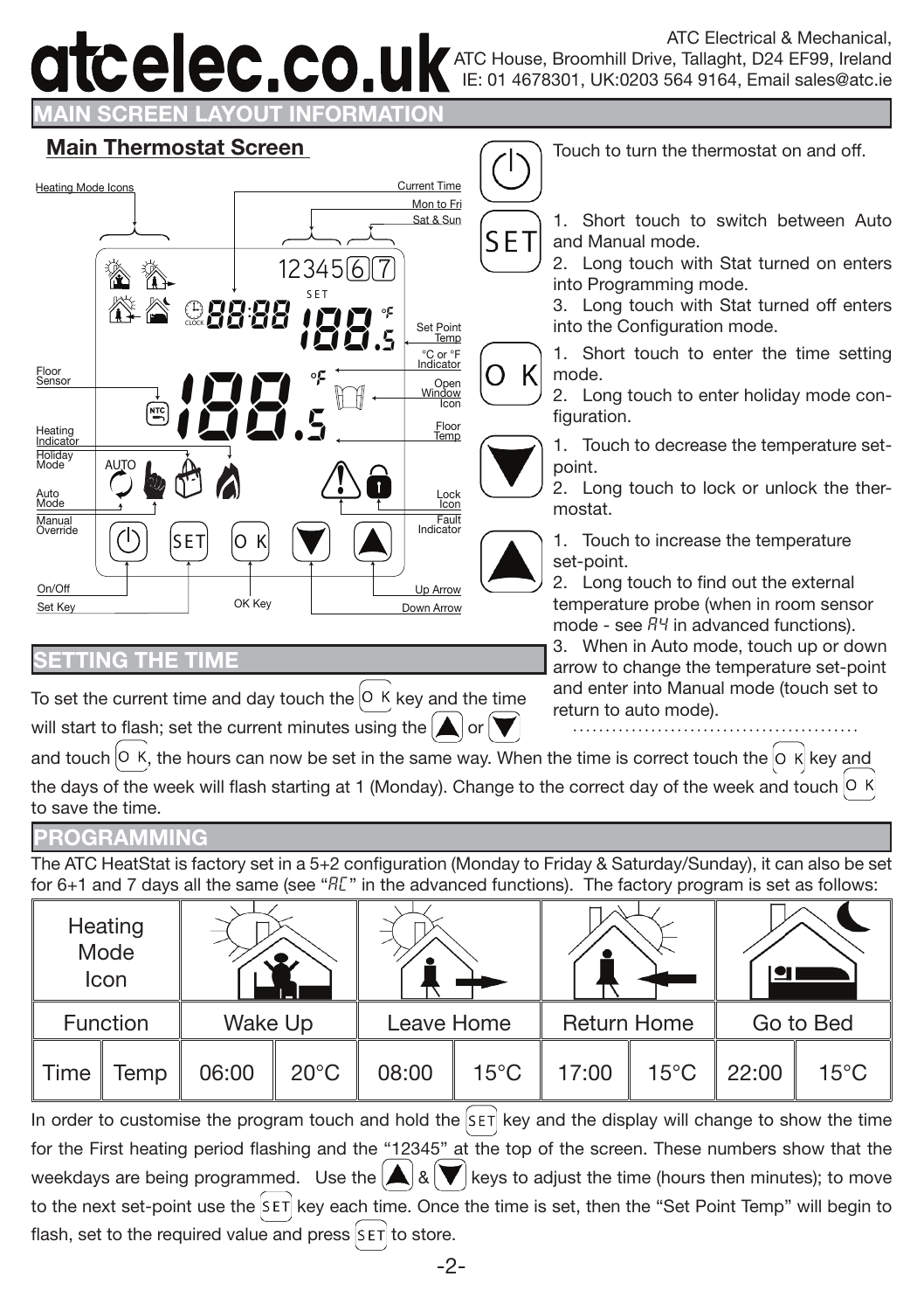atcelec.co.uk

ATC Electrical & Mechanical,
ATC House, Broomhill Drive, Tallaght, D24 EF99, Ireland
IE: 01 4678301, UK:0203 564 9164, Email sales@atc.ie

## MAIN SCREEN LAYOUT INFORMATION

### Main Thermostat Screen

Heating Mode Icons | Current Time | Mon to Fri | Sat & Sun | Set Point Temp | °C or °F Indicator | Open Window Icon | Floor Temp | Floor Sensor | Heating Indicator | Holiday Mode | Auto Mode | Manual Override | Lock Icon | Fault Indicator | On/Off | Set Key | OK Key | Up Arrow | Down Arrow

(On/Off) Touch to turn the thermostat on and off.

(SET)
1. Short touch to switch between Auto and Manual mode.
2. Long touch with Stat turned on enters into Programming mode.
3. Long touch with Stat turned off enters into the Configuration mode.

(OK)
1. Short touch to enter the time setting mode.
2. Long touch to enter holiday mode configuration.

(Down)
1. Touch to decrease the temperature set-point.
2. Long touch to lock or unlock the thermostat.

(Up)
1. Touch to increase the temperature set-point.
2. Long touch to find out the external temperature probe (when in room sensor mode - see A4 in advanced functions).
3. When in Auto mode, touch up or down arrow to change the temperature set-point and enter into Manual mode (touch set to return to auto mode).

## SETTING THE TIME

To set the current time and day touch the OK key and the time will start to flash; set the current minutes using the ▲ or ▼ and touch OK, the hours can now be set in the same way. When the time is correct touch the OK key and the days of the week will flash starting at 1 (Monday). Change to the correct day of the week and touch OK to save the time.

## PROGRAMMING

The ATC HeatStat is factory set in a 5+2 configuration (Monday to Friday & Saturday/Sunday), it can also be set for 6+1 and 7 days all the same (see "AC" in the advanced functions). The factory program is set as follows:

| Heating Mode Icon | | | | | | | | |
|---|---|---|---|---|---|---|---|---|
| Function | Wake Up | | Leave Home | | Return Home | | Go to Bed | |
| Time / Temp | 06:00 | 20°C | 08:00 | 15°C | 17:00 | 15°C | 22:00 | 15°C |

In order to customise the program touch and hold the SET key and the display will change to show the time for the First heating period flashing and the "12345" at the top of the screen. These numbers show that the weekdays are being programmed. Use the ▲ & ▼ keys to adjust the time (hours then minutes); to move to the next set-point use the SET key each time. Once the time is set, then the "Set Point Temp" will begin to flash, set to the required value and press SET to store.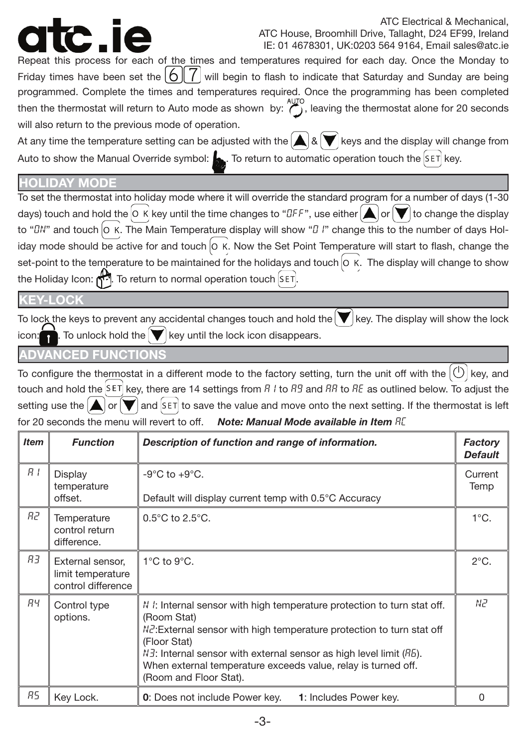Repeat this process for each of the times and temperatures required for each day. Once the Monday to Friday times have been set the 6 7 will begin to flash to indicate that Saturday and Sunday are being programmed. Complete the times and temperatures required. Once the programming has been completed then the thermostat will return to Auto mode as shown by: AUTO, leaving the thermostat alone for 20 seconds will also return to the previous mode of operation.

At any time the temperature setting can be adjusted with the ▲ & ▼ keys and the display will change from Auto to show the Manual Override symbol: . To return to automatic operation touch the SET key.

## HOLIDAY MODE

To set the thermostat into holiday mode where it will override the standard program for a number of days (1-30 days) touch and hold the OK key until the time changes to "OFF", use either ▲ or ▼ to change the display to "ON" and touch OK. The Main Temperature display will show "01" change this to the number of days Holiday mode should be active for and touch OK. Now the Set Point Temperature will start to flash, change the set-point to the temperature to be maintained for the holidays and touch OK. The display will change to show the Holiday Icon: . To return to normal operation touch SET.

## KEY-LOCK

To lock the keys to prevent any accidental changes touch and hold the ▼ key. The display will show the lock icon: . To unlock hold the ▼ key until the lock icon disappears.

## ADVANCED FUNCTIONS

To configure the thermostat in a different mode to the factory setting, turn the unit off with the ⏻ key, and touch and hold the SET key, there are 14 settings from A1 to A9 and AA to AE as outlined below. To adjust the setting use the ▲ or ▼ and SET to save the value and move onto the next setting. If the thermostat is left for 20 seconds the menu will revert to off. ***Note: Manual Mode available in Item AC***

| *Item* | *Function* | *Description of function and range of information.* | *Factory Default* |
|---|---|---|---|
| A1 | Display temperature offset. | -9°C to +9°C.<br><br>Default will display current temp with 0.5°C Accuracy | Current Temp |
| A2 | Temperature control return difference. | 0.5°C to 2.5°C. | 1°C. |
| A3 | External sensor, limit temperature control difference | 1°C to 9°C. | 2°C. |
| A4 | Control type options. | N1: Internal sensor with high temperature protection to turn stat off. (Room Stat)<br>N2:External sensor with high temperature protection to turn stat off (Floor Stat)<br>N3: Internal sensor with external sensor as high level limit (A6). When external temperature exceeds value, relay is turned off. (Room and Floor Stat). | N2 |
| A5 | Key Lock. | **0**: Does not include Power key. **1**: Includes Power key. | 0 |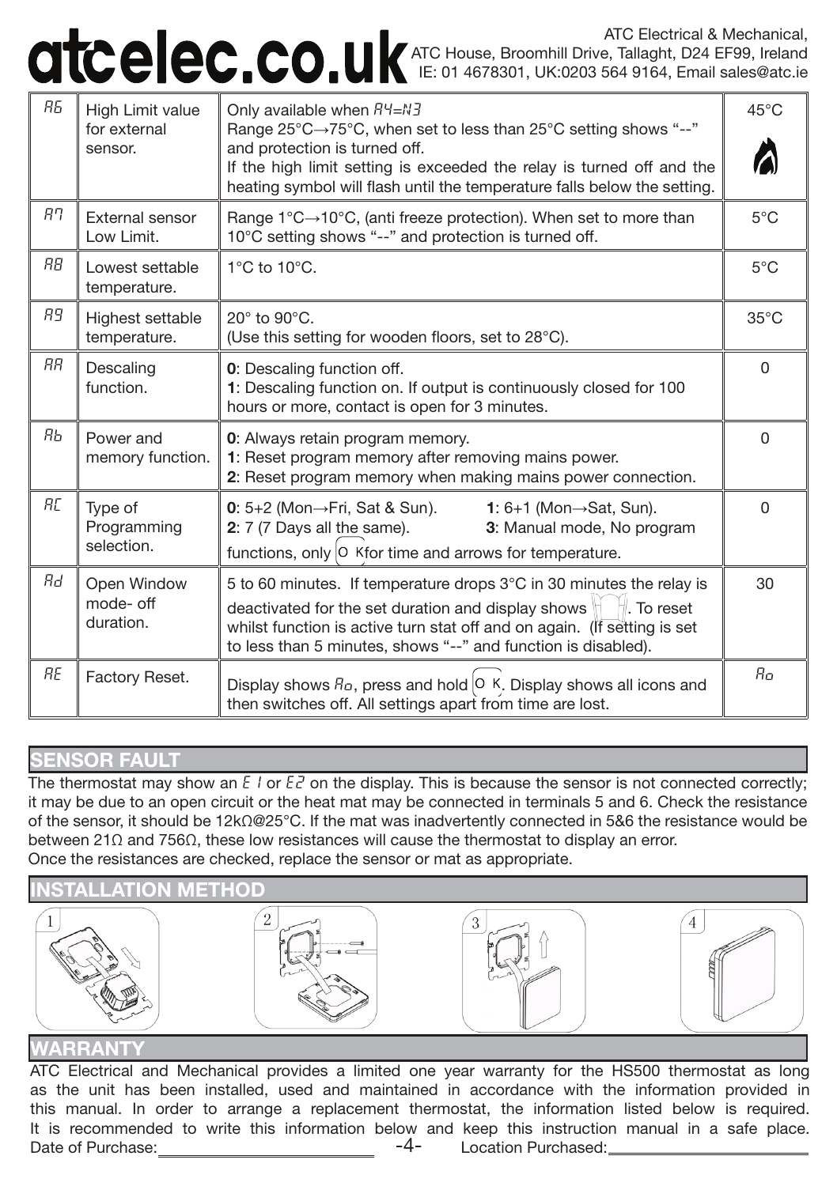ATC Electrical & Mechanical, ATC House, Broomhill Drive, Tallaght, D24 EF99, Ireland IE: 01 4678301, UK:0203 564 9164, Email sales@atc.ie

atcelec.co.uk

| | | | |
|---|---|---|---|
| A6 | High Limit value for external sensor. | Only available when A4=N3 Range 25°C→75°C, when set to less than 25°C setting shows "--" and protection is turned off. If the high limit setting is exceeded the relay is turned off and the heating symbol will flash until the temperature falls below the setting. | 45°C |
| A7 | External sensor Low Limit. | Range 1°C→10°C, (anti freeze protection). When set to more than 10°C setting shows "--" and protection is turned off. | 5°C |
| A8 | Lowest settable temperature. | 1°C to 10°C. | 5°C |
| A9 | Highest settable temperature. | 20° to 90°C. (Use this setting for wooden floors, set to 28°C). | 35°C |
| AA | Descaling function. | **0**: Descaling function off. **1**: Descaling function on. If output is continuously closed for 100 hours or more, contact is open for 3 minutes. | 0 |
| Ab | Power and memory function. | **0**: Always retain program memory. **1**: Reset program memory after removing mains power. **2**: Reset program memory when making mains power connection. | 0 |
| AC | Type of Programming selection. | **0**: 5+2 (Mon→Fri, Sat & Sun). **1**: 6+1 (Mon→Sat, Sun). **2**: 7 (7 Days all the same). **3**: Manual mode, No program functions, only OK for time and arrows for temperature. | 0 |
| Ad | Open Window mode- off duration. | 5 to 60 minutes. If temperature drops 3°C in 30 minutes the relay is deactivated for the set duration and display shows the open window symbol. To reset whilst function is active turn stat off and on again. (If setting is set to less than 5 minutes, shows "--" and function is disabled). | 30 |
| AE | Factory Reset. | Display shows Ao, press and hold OK. Display shows all icons and then switches off. All settings apart from time are lost. | Ao |

## SENSOR FAULT

The thermostat may show an E1 or E2 on the display. This is because the sensor is not connected correctly; it may be due to an open circuit or the heat mat may be connected in terminals 5 and 6. Check the resistance of the sensor, it should be 12kΩ@25°C. If the mat was inadvertently connected in 5&6 the resistance would be between 21Ω and 756Ω, these low resistances will cause the thermostat to display an error.
Once the resistances are checked, replace the sensor or mat as appropriate.

## INSTALLATION METHOD

1

2

3

4

## WARRANTY

ATC Electrical and Mechanical provides a limited one year warranty for the HS500 thermostat as long as the unit has been installed, used and maintained in accordance with the information provided in this manual. In order to arrange a replacement thermostat, the information listed below is required. It is recommended to write this information below and keep this instruction manual in a safe place.

Date of Purchase: ______________________ Location Purchased: ______________________